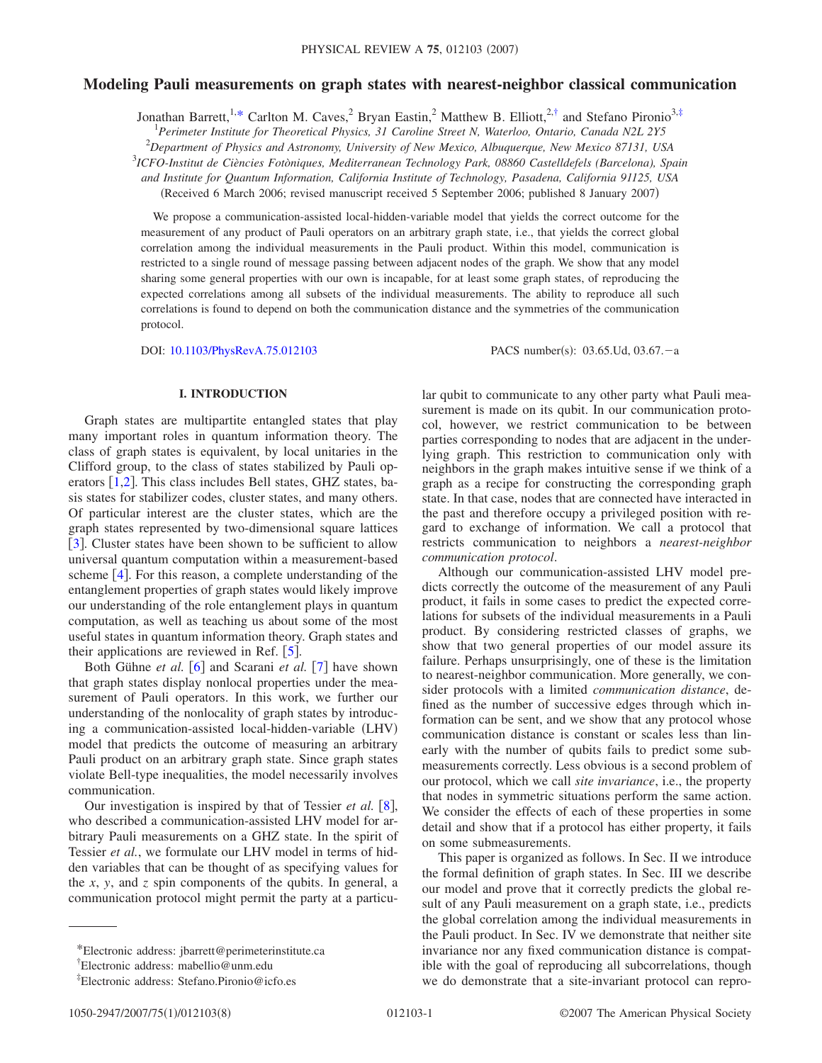# Modeling Pauli measurements on graph states with nearest-neighbor classical communication

Jonathan Barrett,[1,*] Carlton M. Caves,[2] Bryan Eastin,[2] Matthew B. Elliott,[2,†] and Stefano Pironio[3,‡]

[1]*Perimeter Institute for Theoretical Physics, 31 Caroline Street N, Waterloo, Ontario, Canada N2L 2Y5*

[2]*Department of Physics and Astronomy, University of New Mexico, Albuquerque, New Mexico 87131, USA*

[3]*ICFO-Institut de Ciències Fotòniques, Mediterranean Technology Park, 08860 Castelldefels (Barcelona), Spain and Institute for Quantum Information, California Institute of Technology, Pasadena, California 91125, USA*

(Received 6 March 2006; revised manuscript received 5 September 2006; published 8 January 2007)

We propose a communication-assisted local-hidden-variable model that yields the correct outcome for the measurement of any product of Pauli operators on an arbitrary graph state, i.e., that yields the correct global correlation among the individual measurements in the Pauli product. Within this model, communication is restricted to a single round of message passing between adjacent nodes of the graph. We show that any model sharing some general properties with our own is incapable, for at least some graph states, of reproducing the expected correlations among all subsets of the individual measurements. The ability to reproduce all such correlations is found to depend on both the communication distance and the symmetries of the communication protocol.

DOI: 10.1103/PhysRevA.75.012103 PACS number(s): 03.65.Ud, 03.67.−a

## I. INTRODUCTION

Graph states are multipartite entangled states that play many important roles in quantum information theory. The class of graph states is equivalent, by local unitaries in the Clifford group, to the class of states stabilized by Pauli operators [1,2]. This class includes Bell states, GHZ states, basis states for stabilizer codes, cluster states, and many others. Of particular interest are the cluster states, which are the graph states represented by two-dimensional square lattices [3]. Cluster states have been shown to be sufficient to allow universal quantum computation within a measurement-based scheme [4]. For this reason, a complete understanding of the entanglement properties of graph states would likely improve our understanding of the role entanglement plays in quantum computation, as well as teaching us about some of the most useful states in quantum information theory. Graph states and their applications are reviewed in Ref. [5].

Both Gühne *et al.* [6] and Scarani *et al.* [7] have shown that graph states display nonlocal properties under the measurement of Pauli operators. In this work, we further our understanding of the nonlocality of graph states by introducing a communication-assisted local-hidden-variable (LHV) model that predicts the outcome of measuring an arbitrary Pauli product on an arbitrary graph state. Since graph states violate Bell-type inequalities, the model necessarily involves communication.

Our investigation is inspired by that of Tessier *et al.* [8], who described a communication-assisted LHV model for arbitrary Pauli measurements on a GHZ state. In the spirit of Tessier *et al.*, we formulate our LHV model in terms of hidden variables that can be thought of as specifying values for the $x$, $y$, and $z$ spin components of the qubits. In general, a communication protocol might permit the party at a particular qubit to communicate to any other party what Pauli measurement is made on its qubit. In our communication protocol, however, we restrict communication to be between parties corresponding to nodes that are adjacent in the underlying graph. This restriction to communication only with neighbors in the graph makes intuitive sense if we think of a graph as a recipe for constructing the corresponding graph state. In that case, nodes that are connected have interacted in the past and therefore occupy a privileged position with regard to exchange of information. We call a protocol that restricts communication to neighbors a *nearest-neighbor communication protocol*.

Although our communication-assisted LHV model predicts correctly the outcome of the measurement of any Pauli product, it fails in some cases to predict the expected correlations for subsets of the individual measurements in a Pauli product. By considering restricted classes of graphs, we show that two general properties of our model assure its failure. Perhaps unsurprisingly, one of these is the limitation to nearest-neighbor communication. More generally, we consider protocols with a limited *communication distance*, defined as the number of successive edges through which information can be sent, and we show that any protocol whose communication distance is constant or scales less than linearly with the number of qubits fails to predict some submeasurements correctly. Less obvious is a second problem of our protocol, which we call *site invariance*, i.e., the property that nodes in symmetric situations perform the same action. We consider the effects of each of these properties in some detail and show that if a protocol has either property, it fails on some submeasurements.

This paper is organized as follows. In Sec. II we introduce the formal definition of graph states. In Sec. III we describe our model and prove that it correctly predicts the global result of any Pauli measurement on a graph state, i.e., predicts the global correlation among the individual measurements in the Pauli product. In Sec. IV we demonstrate that neither site invariance nor any fixed communication distance is compatible with the goal of reproducing all subcorrelations, though we do demonstrate that a site-invariant protocol can repro-

---

*Electronic address: jbarrett@perimeterinstitute.ca

†Electronic address: mabellio@unm.edu

‡Electronic address: Stefano.Pironio@icfo.es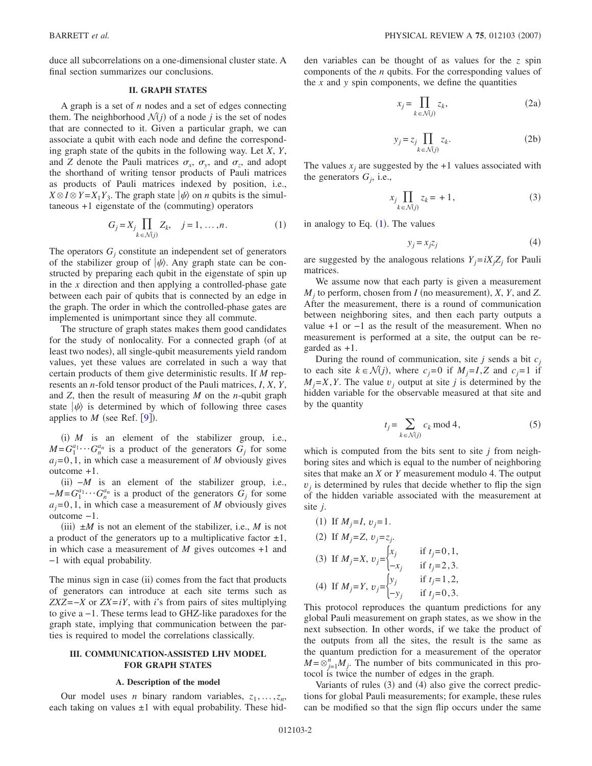duce all subcorrelations on a one-dimensional cluster state. A final section summarizes our conclusions.

## II. GRAPH STATES

A graph is a set of $n$ nodes and a set of edges connecting them. The neighborhood $\mathcal{N}(j)$ of a node $j$ is the set of nodes that are connected to it. Given a particular graph, we can associate a qubit with each node and define the corresponding graph state of the qubits in the following way. Let $X$, $Y$, and $Z$ denote the Pauli matrices $\sigma_x$, $\sigma_y$, and $\sigma_z$, and adopt the shorthand of writing tensor products of Pauli matrices as products of Pauli matrices indexed by position, i.e., $X \otimes I \otimes Y = X_1 Y_3$. The graph state $|\psi\rangle$ on $n$ qubits is the simultaneous +1 eigenstate of the (commuting) operators

$$G_j = X_j \prod_{k \in \mathcal{N}(j)} Z_k, \quad j = 1, \ldots, n. \tag{1}$$

The operators $G_j$ constitute an independent set of generators of the stabilizer group of $|\psi\rangle$. Any graph state can be constructed by preparing each qubit in the eigenstate of spin up in the $x$ direction and then applying a controlled-phase gate between each pair of qubits that is connected by an edge in the graph. The order in which the controlled-phase gates are implemented is unimportant since they all commute.

The structure of graph states makes them good candidates for the study of nonlocality. For a connected graph (of at least two nodes), all single-qubit measurements yield random values, yet these values are correlated in such a way that certain products of them give deterministic results. If $M$ represents an $n$-fold tensor product of the Pauli matrices, $I$, $X$, $Y$, and $Z$, then the result of measuring $M$ on the $n$-qubit graph state $|\psi\rangle$ is determined by which of following three cases applies to $M$ (see Ref. [9]).

(i) $M$ is an element of the stabilizer group, i.e., $M = G_1^{a_1} \cdots G_n^{a_n}$ is a product of the generators $G_j$ for some $a_j = 0, 1$, in which case a measurement of $M$ obviously gives outcome +1.

(ii) $-M$ is an element of the stabilizer group, i.e., $-M = G_1^{a_1} \cdots G_n^{a_n}$ is a product of the generators $G_j$ for some $a_j = 0, 1$, in which case a measurement of $M$ obviously gives outcome −1.

(iii) $\pm M$ is not an element of the stabilizer, i.e., $M$ is not a product of the generators up to a multiplicative factor ±1, in which case a measurement of $M$ gives outcomes +1 and −1 with equal probability.

The minus sign in case (ii) comes from the fact that products of generators can introduce at each site terms such as $ZXZ = -X$ or $ZX = iY$, with $i$'s from pairs of sites multiplying to give a −1. These terms lead to GHZ-like paradoxes for the graph state, implying that communication between the parties is required to model the correlations classically.

## III. COMMUNICATION-ASSISTED LHV MODEL FOR GRAPH STATES

### A. Description of the model

Our model uses $n$ binary random variables, $z_1, \ldots, z_n$, each taking on values ±1 with equal probability. These hidden variables can be thought of as values for the $z$ spin components of the $n$ qubits. For the corresponding values of the $x$ and $y$ spin components, we define the quantities

$$x_j = \prod_{k \in \mathcal{N}(j)} z_k, \tag{2a}$$

$$y_j = z_j \prod_{k \in \mathcal{N}(j)} z_k. \tag{2b}$$

The values $x_j$ are suggested by the +1 values associated with the generators $G_j$, i.e.,

$$x_j \prod_{k \in \mathcal{N}(j)} z_k = +1, \tag{3}$$

in analogy to Eq. (1). The values

$$y_j = x_j z_j \tag{4}$$

are suggested by the analogous relations $Y_j = i X_j Z_j$ for Pauli matrices.

We assume now that each party is given a measurement $M_j$ to perform, chosen from $I$ (no measurement), $X$, $Y$, and $Z$. After the measurement, there is a round of communication between neighboring sites, and then each party outputs a value +1 or −1 as the result of the measurement. When no measurement is performed at a site, the output can be regarded as +1.

During the round of communication, site $j$ sends a bit $c_j$ to each site $k \in \mathcal{N}(j)$, where $c_j = 0$ if $M_j = I, Z$ and $c_j = 1$ if $M_j = X, Y$. The value $v_j$ output at site $j$ is determined by the hidden variable for the observable measured at that site and by the quantity

$$t_j = \sum_{k \in \mathcal{N}(j)} c_k \bmod 4, \tag{5}$$

which is computed from the bits sent to site $j$ from neighboring sites and which is equal to the number of neighboring sites that make an $X$ or $Y$ measurement modulo 4. The output $v_j$ is determined by rules that decide whether to flip the sign of the hidden variable associated with the measurement at site $j$.

(1) If $M_j = I$, $v_j = 1$.

(2) If $M_j = Z$, $v_j = z_j$.

(3) If $M_j = X$, $v_j = \begin{cases} x_j & \text{if } t_j = 0, 1, \\ -x_j & \text{if } t_j = 2, 3. \end{cases}$

(4) If $M_j = Y$, $v_j = \begin{cases} y_j & \text{if } t_j = 1, 2, \\ -y_j & \text{if } t_j = 0, 3. \end{cases}$

This protocol reproduces the quantum predictions for any global Pauli measurement on graph states, as we show in the next subsection. In other words, if we take the product of the outputs from all the sites, the result is the same as the quantum prediction for a measurement of the operator $M = \otimes_{j=1}^{n} M_j$. The number of bits communicated in this protocol is twice the number of edges in the graph.

Variants of rules (3) and (4) also give the correct predictions for global Pauli measurements; for example, these rules can be modified so that the sign flip occurs under the same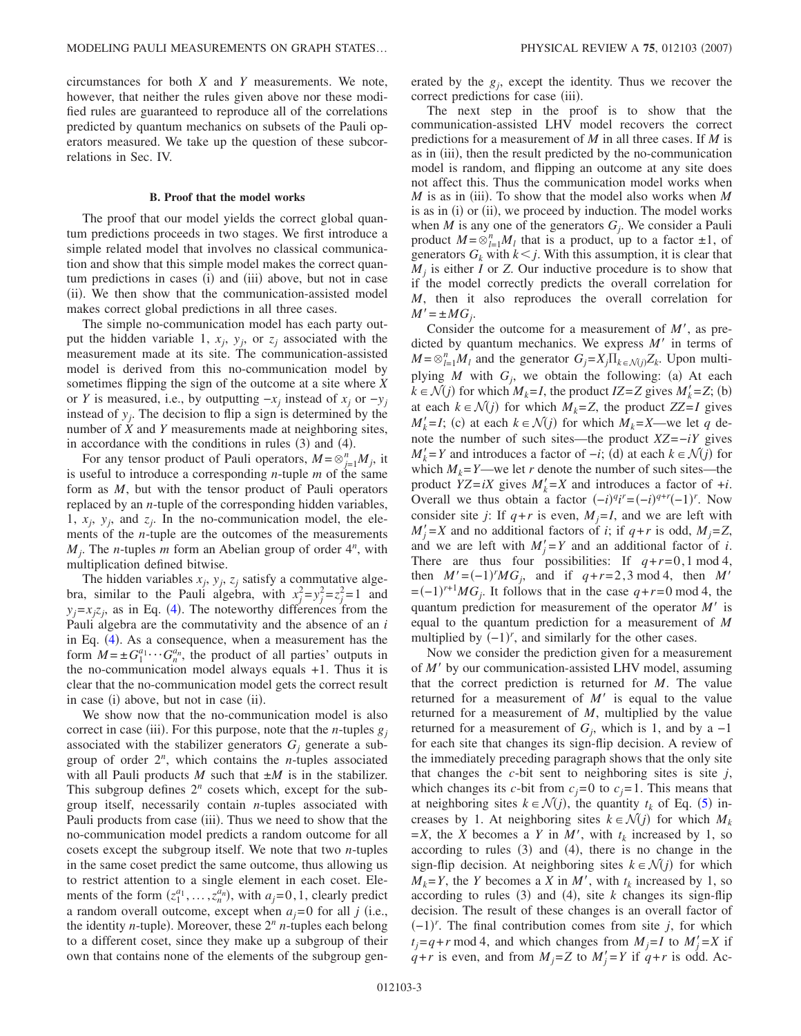circumstances for both $X$ and $Y$ measurements. We note, however, that neither the rules given above nor these modified rules are guaranteed to reproduce all of the correlations predicted by quantum mechanics on subsets of the Pauli operators measured. We take up the question of these subcorrelations in Sec. IV.

### B. Proof that the model works

The proof that our model yields the correct global quantum predictions proceeds in two stages. We first introduce a simple related model that involves no classical communication and show that this simple model makes the correct quantum predictions in cases (i) and (iii) above, but not in case (ii). We then show that the communication-assisted model makes correct global predictions in all three cases.

The simple no-communication model has each party output the hidden variable 1, $x_j$, $y_j$, or $z_j$ associated with the measurement made at its site. The communication-assisted model is derived from this no-communication model by sometimes flipping the sign of the outcome at a site where $X$ or $Y$ is measured, i.e., by outputting $-x_j$ instead of $x_j$ or $-y_j$ instead of $y_j$. The decision to flip a sign is determined by the number of $X$ and $Y$ measurements made at neighboring sites, in accordance with the conditions in rules (3) and (4).

For any tensor product of Pauli operators, $M=\otimes_{j=1}^{n}M_j$, it is useful to introduce a corresponding $n$-tuple $m$ of the same form as $M$, but with the tensor product of Pauli operators replaced by an $n$-tuple of the corresponding hidden variables, 1, $x_j$, $y_j$, and $z_j$. In the no-communication model, the elements of the $n$-tuple are the outcomes of the measurements $M_j$. The $n$-tuples $m$ form an Abelian group of order $4^n$, with multiplication defined bitwise.

The hidden variables $x_j$, $y_j$, $z_j$ satisfy a commutative algebra, similar to the Pauli algebra, with $x_j^2=y_j^2=z_j^2=1$ and $y_j=x_jz_j$, as in Eq. (4). The noteworthy differences from the Pauli algebra are the commutativity and the absence of an $i$ in Eq. (4). As a consequence, when a measurement has the form $M=\pm G_1^{a_1}\cdots G_n^{a_n}$, the product of all parties' outputs in the no-communication model always equals +1. Thus it is clear that the no-communication model gets the correct result in case (i) above, but not in case (ii).

We show now that the no-communication model is also correct in case (iii). For this purpose, note that the $n$-tuples $g_j$ associated with the stabilizer generators $G_j$ generate a subgroup of order $2^n$, which contains the $n$-tuples associated with all Pauli products $M$ such that $\pm M$ is in the stabilizer. This subgroup defines $2^n$ cosets which, except for the subgroup itself, necessarily contain $n$-tuples associated with Pauli products from case (iii). Thus we need to show that the no-communication model predicts a random outcome for all cosets except the subgroup itself. We note that two $n$-tuples in the same coset predict the same outcome, thus allowing us to restrict attention to a single element in each coset. Elements of the form $(z_1^{a_1},\ldots,z_n^{a_n})$, with $a_j=0,1$, clearly predict a random overall outcome, except when $a_j=0$ for all $j$ (i.e., the identity $n$-tuple). Moreover, these $2^n$ $n$-tuples each belong to a different coset, since they make up a subgroup of their own that contains none of the elements of the subgroup generated by the $g_j$, except the identity. Thus we recover the correct predictions for case (iii).

The next step in the proof is to show that the communication-assisted LHV model recovers the correct predictions for a measurement of $M$ in all three cases. If $M$ is as in (iii), then the result predicted by the no-communication model is random, and flipping an outcome at any site does not affect this. Thus the communication model works when $M$ is as in (iii). To show that the model also works when $M$ is as in (i) or (ii), we proceed by induction. The model works when $M$ is any one of the generators $G_j$. We consider a Pauli product $M=\otimes_{l=1}^{n}M_l$ that is a product, up to a factor $\pm1$, of generators $G_k$ with $k<j$. With this assumption, it is clear that $M_j$ is either $I$ or $Z$. Our inductive procedure is to show that if the model correctly predicts the overall correlation for $M$, then it also reproduces the overall correlation for $M'=\pm MG_j$.

Consider the outcome for a measurement of $M'$, as predicted by quantum mechanics. We express $M'$ in terms of $M=\otimes_{l=1}^{n}M_l$ and the generator $G_j=X_j\prod_{k\in\mathcal{N}(j)}Z_k$. Upon multiplying $M$ with $G_j$, we obtain the following: (a) At each $k\in\mathcal{N}(j)$ for which $M_k=I$, the product $IZ=Z$ gives $M_k'=Z$; (b) at each $k\in\mathcal{N}(j)$ for which $M_k=Z$, the product $ZZ=I$ gives $M_k'=I$; (c) at each $k\in\mathcal{N}(j)$ for which $M_k=X$—we let $q$ denote the number of such sites—the product $XZ=-iY$ gives $M_k'=Y$ and introduces a factor of $-i$; (d) at each $k\in\mathcal{N}(j)$ for which $M_k=Y$—we let $r$ denote the number of such sites—the product $YZ=iX$ gives $M_k'=X$ and introduces a factor of $+i$. Overall we thus obtain a factor $(-i)^q i^r=(-i)^{q+r}(-1)^r$. Now consider site $j$: If $q+r$ is even, $M_j=I$, and we are left with $M_j'=X$ and no additional factors of $i$; if $q+r$ is odd, $M_j=Z$, and we are left with $M_j'=Y$ and an additional factor of $i$. There are thus four possibilities: If $q+r=0,1 \bmod 4$, then $M'=(-1)^rMG_j$, and if $q+r=2,3 \bmod 4$, then $M'=(-1)^{r+1}MG_j$. It follows that in the case $q+r=0 \bmod 4$, the quantum prediction for measurement of the operator $M'$ is equal to the quantum prediction for a measurement of $M$ multiplied by $(-1)^r$, and similarly for the other cases.

Now we consider the prediction given for a measurement of $M'$ by our communication-assisted LHV model, assuming that the correct prediction is returned for $M$. The value returned for a measurement of $M'$ is equal to the value returned for a measurement of $M$, multiplied by the value returned for a measurement of $G_j$, which is 1, and by a $-1$ for each site that changes its sign-flip decision. A review of the immediately preceding paragraph shows that the only site that changes the $c$-bit sent to neighboring sites is site $j$, which changes its $c$-bit from $c_j=0$ to $c_j=1$. This means that at neighboring sites $k\in\mathcal{N}(j)$, the quantity $t_k$ of Eq. (5) increases by 1. At neighboring sites $k\in\mathcal{N}(j)$ for which $M_k=X$, the $X$ becomes a $Y$ in $M'$, with $t_k$ increased by 1, so according to rules (3) and (4), there is no change in the sign-flip decision. At neighboring sites $k\in\mathcal{N}(j)$ for which $M_k=Y$, the $Y$ becomes a $X$ in $M'$, with $t_k$ increased by 1, so according to rules (3) and (4), site $k$ changes its sign-flip decision. The result of these changes is an overall factor of $(-1)^r$. The final contribution comes from site $j$, for which $t_j=q+r \bmod 4$, and which changes from $M_j=I$ to $M_j'=X$ if $q+r$ is even, and from $M_j=Z$ to $M_j'=Y$ if $q+r$ is odd. Ac-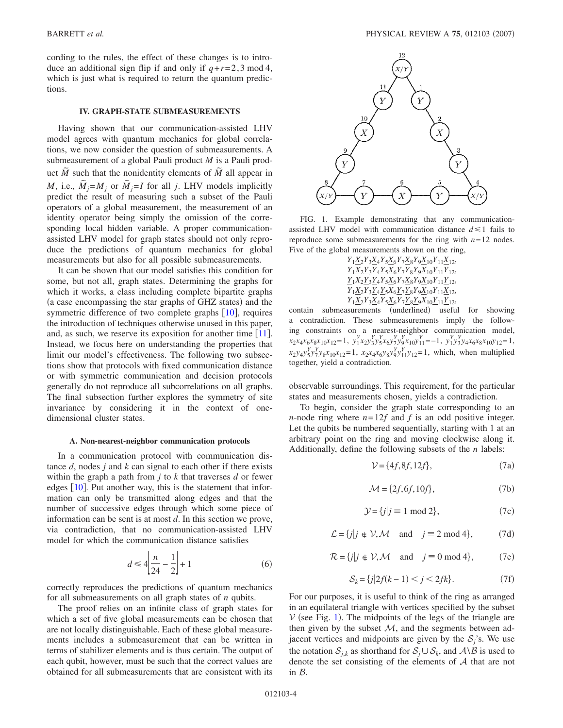cording to the rules, the effect of these changes is to introduce an additional sign flip if and only if $q+r=2,3 \bmod 4$, which is just what is required to return the quantum predictions.

## IV. GRAPH-STATE SUBMEASUREMENTS

Having shown that our communication-assisted LHV model agrees with quantum mechanics for global correlations, we now consider the question of submeasurements. A submeasurement of a global Pauli product $M$ is a Pauli product $\tilde{M}$ such that the nonidentity elements of $\tilde{M}$ all appear in $M$, i.e., $\tilde{M}_j = M_j$ or $\tilde{M}_j = I$ for all $j$. LHV models implicitly predict the result of measuring such a subset of the Pauli operators of a global measurement, the measurement of an identity operator being simply the omission of the corresponding local hidden variable. A proper communication-assisted LHV model for graph states should not only reproduce the predictions of quantum mechanics for global measurements but also for all possible submeasurements.

It can be shown that our model satisfies this condition for some, but not all, graph states. Determining the graphs for which it works, a class including complete bipartite graphs (a case encompassing the star graphs of GHZ states) and the symmetric difference of two complete graphs [10], requires the introduction of techniques otherwise unused in this paper, and, as such, we reserve its exposition for another time [11]. Instead, we focus here on understanding the properties that limit our model's effectiveness. The following two subsections show that protocols with fixed communication distance or with symmetric communication and decision protocols generally do not reproduce all subcorrelations on all graphs. The final subsection further explores the symmetry of site invariance by considering it in the context of one-dimensional cluster states.

### A. Non-nearest-neighbor communication protocols

In a communication protocol with communication distance $d$, nodes $j$ and $k$ can signal to each other if there exists within the graph a path from $j$ to $k$ that traverses $d$ or fewer edges [10]. Put another way, this is the statement that information can only be transmitted along edges and that the number of successive edges through which some piece of information can be sent is at most $d$. In this section we prove, via contradiction, that no communication-assisted LHV model for which the communication distance satisfies

$$d \leq 4\left\lfloor \frac{n}{24} - \frac{1}{2} \right\rfloor + 1 \tag{6}$$

correctly reproduces the predictions of quantum mechanics for all submeasurements on all graph states of $n$ qubits.

The proof relies on an infinite class of graph states for which a set of five global measurements can be chosen that are not locally distinguishable. Each of these global measurements includes a submeasurement that can be written in terms of stabilizer elements and is thus certain. The output of each qubit, however, must be such that the correct values are obtained for all submeasurements that are consistent with its observable surroundings. This requirement, for the particular states and measurements chosen, yields a contradiction.

FIG. 1. Example demonstrating that any communication-assisted LHV model with communication distance $d \leq 1$ fails to reproduce some submeasurements for the ring with $n=12$ nodes. Five of the global measurements shown on the ring,

$Y_1\underline{X_2}Y_3\underline{X_4}Y_5\underline{X_6}Y_7\underline{X_8}Y_9\underline{X_{10}}Y_{11}\underline{X_{12}}$,
$\underline{Y_1}\underline{X_2}\underline{Y_3}Y_4\underline{Y_5}\underline{X_6}\underline{Y_7}Y_8\underline{Y_9}\underline{X_{10}}\underline{Y_{11}}Y_{12}$,
$\underline{Y_1}X_2\underline{Y_3}\underline{Y_4}Y_5\underline{X_6}Y_7\underline{X_8}Y_9\underline{X_{10}}Y_{11}\underline{Y_{12}}$,
$Y_1\underline{X_2}Y_3\underline{Y_4}\underline{Y_5}X_6\underline{Y_7}\underline{Y_8}Y_9\underline{X_{10}}Y_{11}\underline{X_{12}}$,
$Y_1\underline{X_2}Y_3\underline{X_4}Y_5\underline{X_6}Y_7\underline{Y_8}\underline{Y_9}X_{10}\underline{Y_{11}}\underline{Y_{12}}$,

contain submeasurements (underlined) useful for showing a contradiction. These submeasurements imply the following constraints on a nearest-neighbor communication model, $x_2x_4x_6x_8x_{10}x_{12}=1$, $y_1^Y x_2 y_3^Y y_5^Y x_6 y_7^Y y_9^Y x_{10} y_{11}^Y=-1$, $y_1^Y y_3^Y y_4 x_6 x_8 x_{10} y_{12}=1$, $x_2 y_4 y_5^Y y_7^Y y_8 x_{10} x_{12}=1$, $x_2 x_4 x_6 y_8 y_9^Y y_{11}^Y y_{12}=1$, which, when multiplied together, yield a contradiction.

To begin, consider the graph state corresponding to an $n$-node ring where $n=12f$ and $f$ is an odd positive integer. Let the qubits be numbered sequentially, starting with 1 at an arbitrary point on the ring and moving clockwise along it. Additionally, define the following subsets of the $n$ labels:

$$\mathcal{V} = \{4f, 8f, 12f\}, \tag{7a}$$

$$\mathcal{M} = \{2f, 6f, 10f\}, \tag{7b}$$

$$\mathcal{Y} = \{j \mid j \equiv 1 \bmod 2\}, \tag{7c}$$

$$\mathcal{L} = \{j \mid j \notin \mathcal{V}, \mathcal{M} \quad \text{and} \quad j \equiv 2 \bmod 4\}, \tag{7d}$$

$$\mathcal{R} = \{j \mid j \notin \mathcal{V}, \mathcal{M} \quad \text{and} \quad j \equiv 0 \bmod 4\}, \tag{7e}$$

$$\mathcal{S}_k = \{j \mid 2f(k-1) < j < 2fk\}. \tag{7f}$$

For our purposes, it is useful to think of the ring as arranged in an equilateral triangle with vertices specified by the subset $\mathcal{V}$ (see Fig. 1). The midpoints of the legs of the triangle are then given by the subset $\mathcal{M}$, and the segments between adjacent vertices and midpoints are given by the $\mathcal{S}_j$'s. We use the notation $\mathcal{S}_{j,k}$ as shorthand for $\mathcal{S}_j \cup \mathcal{S}_k$, and $\mathcal{A} \backslash \mathcal{B}$ is used to denote the set consisting of the elements of $\mathcal{A}$ that are not in $\mathcal{B}$.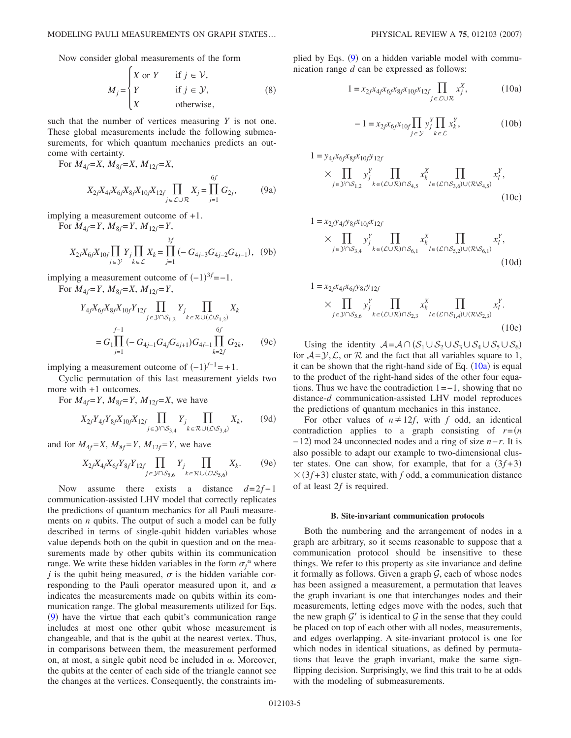Now consider global measurements of the form

$$M_j = \begin{cases} X \text{ or } Y & \text{if } j \in \mathcal{V}, \\ Y & \text{if } j \in \mathcal{Y}, \\ X & \text{otherwise}, \end{cases} \tag{8}$$

such that the number of vertices measuring $Y$ is not one. These global measurements include the following submeasurements, for which quantum mechanics predicts an outcome with certainty.

For $M_{4f}=X$, $M_{8f}=X$, $M_{12f}=X$,

$$X_{2f}X_{4f}X_{6f}X_{8f}X_{10f}X_{12f}\prod_{j\in\mathcal{L}\cup\mathcal{R}} X_j = \prod_{j=1}^{6f} G_{2j}, \tag{9a}$$

implying a measurement outcome of $+1$.

For $M_{4f}=Y$, $M_{8f}=Y$, $M_{12f}=Y$,

$$X_{2f}X_{6f}X_{10f}\prod_{j\in\mathcal{Y}} Y_j \prod_{k\in\mathcal{L}} X_k = \prod_{j=1}^{3f}(-G_{4j-3}G_{4j-2}G_{4j-1}), \tag{9b}$$

implying a measurement outcome of $(-1)^{3f}=-1$.

For $M_{4f}=Y$, $M_{8f}=X$, $M_{12f}=Y$,

$$Y_{4f}X_{6f}X_{8f}X_{10f}Y_{12f}\prod_{j\in\mathcal{Y}\cap\mathcal{S}_{1,2}} Y_j \prod_{k\in\mathcal{R}\cup(\mathcal{L}\setminus\mathcal{S}_{1,2})} X_k = G_1\prod_{j=1}^{f-1}(-G_{4j-1}G_{4j}G_{4j+1})G_{4f-1}\prod_{k=2f}^{6f} G_{2k}, \tag{9c}$$

implying a measurement outcome of $(-1)^{f-1}=+1$.

Cyclic permutation of this last measurement yields two more with $+1$ outcomes.

For $M_{4f}=Y$, $M_{8f}=Y$, $M_{12f}=X$, we have

$$X_{2f}Y_{4f}Y_{8f}X_{10f}X_{12f}\prod_{j\in\mathcal{Y}\cap\mathcal{S}_{3,4}} Y_j \prod_{k\in\mathcal{R}\cup(\mathcal{L}\setminus\mathcal{S}_{3,4})} X_k, \tag{9d}$$

and for $M_{4f}=X$, $M_{8f}=Y$, $M_{12f}=Y$, we have

$$X_{2f}X_{4f}X_{6f}Y_{8f}Y_{12f}\prod_{j\in\mathcal{Y}\cap\mathcal{S}_{5,6}} Y_j \prod_{k\in\mathcal{R}\cup(\mathcal{L}\setminus\mathcal{S}_{5,6})} X_k. \tag{9e}$$

Now assume there exists a distance $d=2f-1$ communication-assisted LHV model that correctly replicates the predictions of quantum mechanics for all Pauli measurements on $n$ qubits. The output of such a model can be fully described in terms of single-qubit hidden variables whose value depends both on the qubit in question and on the measurements made by other qubits within its communication range. We write these hidden variables in the form $\sigma_j^{\alpha}$ where $j$ is the qubit being measured, $\sigma$ is the hidden variable corresponding to the Pauli operator measured upon it, and $\alpha$ indicates the measurements made on qubits within its communication range. The global measurements utilized for Eqs. (9) have the virtue that each qubit's communication range includes at most one other qubit whose measurement is changeable, and that is the qubit at the nearest vertex. Thus, in comparisons between them, the measurement performed on, at most, a single qubit need be included in $\alpha$. Moreover, the qubits at the center of each side of the triangle cannot see the changes at the vertices. Consequently, the constraints implied by Eqs. (9) on a hidden variable model with communication range $d$ can be expressed as follows:

$$1 = x_{2f}x_{4f}x_{6f}x_{8f}x_{10f}x_{12f}\prod_{j\in\mathcal{L}\cup\mathcal{R}} x_j^X, \tag{10a}$$

$$-1 = x_{2f}x_{6f}x_{10f}\prod_{j\in\mathcal{Y}} y_j^Y \prod_{k\in\mathcal{L}} x_k^Y, \tag{10b}$$

$$1 = y_{4f}x_{6f}x_{8f}x_{10f}y_{12f} \times \prod_{j\in\mathcal{Y}\cap\mathcal{S}_{1,2}} y_j^Y \prod_{k\in(\mathcal{L}\cup\mathcal{R})\cap\mathcal{S}_{4,5}} x_k^X \prod_{l\in(\mathcal{L}\cap\mathcal{S}_{3,6})\cup(\mathcal{R}\setminus\mathcal{S}_{4,5})} x_l^Y, \tag{10c}$$

$$1 = x_{2f}y_{4f}y_{8f}x_{10f}x_{12f} \times \prod_{j\in\mathcal{Y}\cap\mathcal{S}_{3,4}} y_j^Y \prod_{k\in(\mathcal{L}\cup\mathcal{R})\cap\mathcal{S}_{6,1}} x_k^X \prod_{l\in(\mathcal{L}\cap\mathcal{S}_{5,2})\cup(\mathcal{R}\setminus\mathcal{S}_{6,1})} x_l^Y, \tag{10d}$$

$$1 = x_{2f}x_{4f}x_{6f}y_{8f}y_{12f} \times \prod_{j\in\mathcal{Y}\cap\mathcal{S}_{5,6}} y_j^Y \prod_{k\in(\mathcal{L}\cup\mathcal{R})\cap\mathcal{S}_{2,3}} x_k^X \prod_{l\in(\mathcal{L}\cap\mathcal{S}_{1,4})\cup(\mathcal{R}\setminus\mathcal{S}_{2,3})} x_l^Y. \tag{10e}$$

Using the identity $\mathcal{A}=\mathcal{A}\cap(\mathcal{S}_1\cup\mathcal{S}_2\cup\mathcal{S}_3\cup\mathcal{S}_4\cup\mathcal{S}_5\cup\mathcal{S}_6)$ for $\mathcal{A}=\mathcal{Y},\mathcal{L}$, or $\mathcal{R}$ and the fact that all variables square to 1, it can be shown that the right-hand side of Eq. (10a) is equal to the product of the right-hand sides of the other four equations. Thus we have the contradiction $1=-1$, showing that no distance-$d$ communication-assisted LHV model reproduces the predictions of quantum mechanics in this instance.

For other values of $n\neq 12f$, with $f$ odd, an identical contradiction applies to a graph consisting of $r=(n-12) \bmod 24$ unconnected nodes and a ring of size $n-r$. It is also possible to adapt our example to two-dimensional cluster states. One can show, for example, that for a $(3f+3)\times(3f+3)$ cluster state, with $f$ odd, a communication distance of at least $2f$ is required.

### B. Site-invariant communication protocols

Both the numbering and the arrangement of nodes in a graph are arbitrary, so it seems reasonable to suppose that a communication protocol should be insensitive to these things. We refer to this property as site invariance and define it formally as follows. Given a graph $\mathcal{G}$, each of whose nodes has been assigned a measurement, a permutation that leaves the graph invariant is one that interchanges nodes and their measurements, letting edges move with the nodes, such that the new graph $\mathcal{G}'$ is identical to $\mathcal{G}$ in the sense that they could be placed on top of each other with all nodes, measurements, and edges overlapping. A site-invariant protocol is one for which nodes in identical situations, as defined by permutations that leave the graph invariant, make the same sign-flipping decision. Surprisingly, we find this trait to be at odds with the modeling of submeasurements.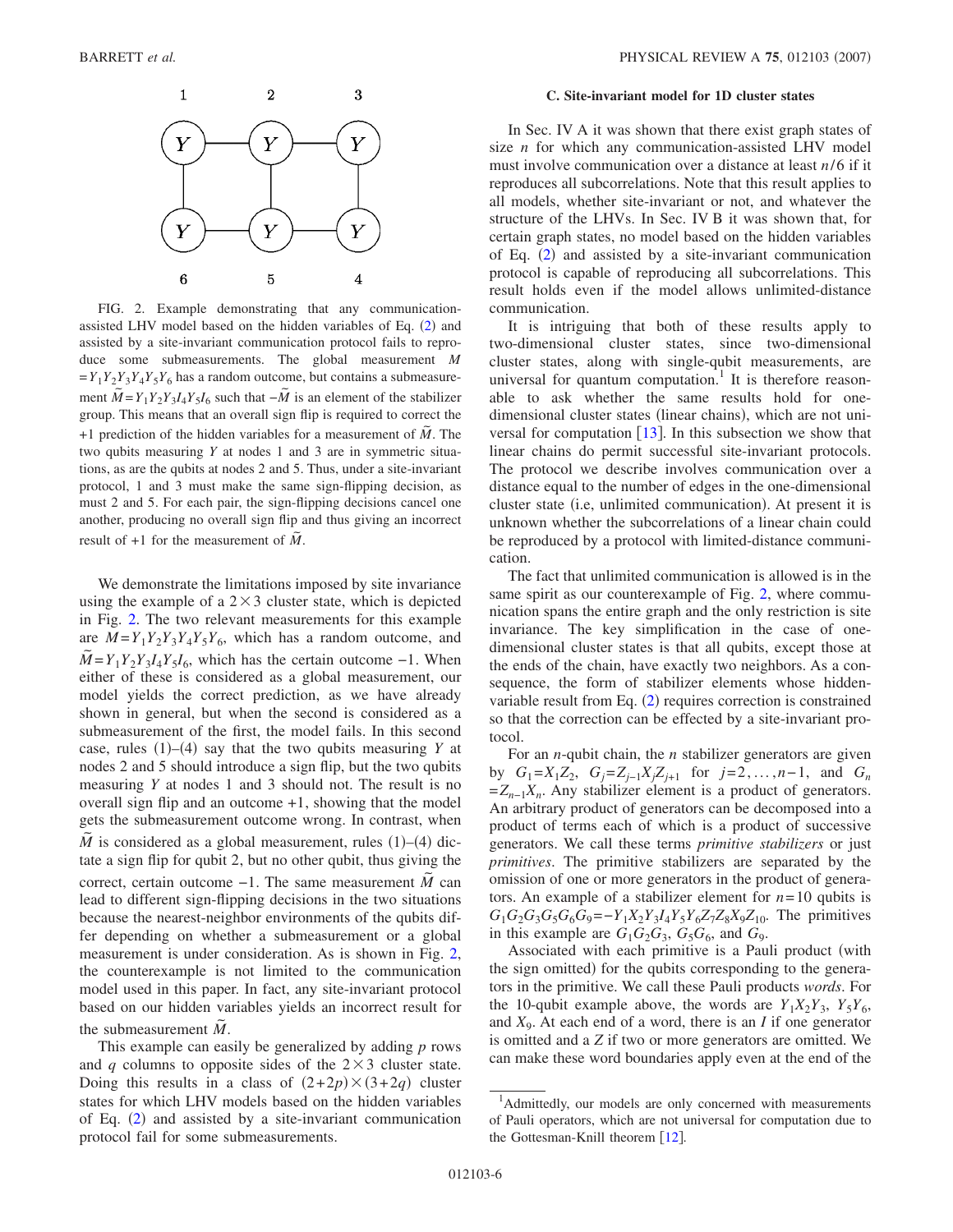FIG. 2. Example demonstrating that any communication-assisted LHV model based on the hidden variables of Eq. (2) and assisted by a site-invariant communication protocol fails to reproduce some submeasurements. The global measurement $M = Y_1Y_2Y_3Y_4Y_5Y_6$ has a random outcome, but contains a submeasurement $\tilde{M} = Y_1Y_2Y_3I_4Y_5I_6$ such that $-\tilde{M}$ is an element of the stabilizer group. This means that an overall sign flip is required to correct the +1 prediction of the hidden variables for a measurement of $\tilde{M}$. The two qubits measuring $Y$ at nodes 1 and 3 are in symmetric situations, as are the qubits at nodes 2 and 5. Thus, under a site-invariant protocol, 1 and 3 must make the same sign-flipping decision, as must 2 and 5. For each pair, the sign-flipping decisions cancel one another, producing no overall sign flip and thus giving an incorrect result of +1 for the measurement of $\tilde{M}$.

We demonstrate the limitations imposed by site invariance using the example of a $2\times 3$ cluster state, which is depicted in Fig. 2. The two relevant measurements for this example are $M = Y_1Y_2Y_3Y_4Y_5Y_6$, which has a random outcome, and $\tilde{M} = Y_1Y_2Y_3I_4Y_5I_6$, which has the certain outcome $-1$. When either of these is considered as a global measurement, our model yields the correct prediction, as we have already shown in general, but when the second is considered as a submeasurement of the first, the model fails. In this second case, rules (1)–(4) say that the two qubits measuring $Y$ at nodes 2 and 5 should introduce a sign flip, but the two qubits measuring $Y$ at nodes 1 and 3 should not. The result is no overall sign flip and an outcome +1, showing that the model gets the submeasurement outcome wrong. In contrast, when $\tilde{M}$ is considered as a global measurement, rules (1)–(4) dictate a sign flip for qubit 2, but no other qubit, thus giving the correct, certain outcome $-1$. The same measurement $\tilde{M}$ can lead to different sign-flipping decisions in the two situations because the nearest-neighbor environments of the qubits differ depending on whether a submeasurement or a global measurement is under consideration. As is shown in Fig. 2, the counterexample is not limited to the communication model used in this paper. In fact, any site-invariant protocol based on our hidden variables yields an incorrect result for the submeasurement $\tilde{M}$.

This example can easily be generalized by adding $p$ rows and $q$ columns to opposite sides of the $2\times 3$ cluster state. Doing this results in a class of $(2+2p)\times(3+2q)$ cluster states for which LHV models based on the hidden variables of Eq. (2) and assisted by a site-invariant communication protocol fail for some submeasurements.

### C. Site-invariant model for 1D cluster states

In Sec. IV A it was shown that there exist graph states of size $n$ for which any communication-assisted LHV model must involve communication over a distance at least $n/6$ if it reproduces all subcorrelations. Note that this result applies to all models, whether site-invariant or not, and whatever the structure of the LHVs. In Sec. IV B it was shown that, for certain graph states, no model based on the hidden variables of Eq. (2) and assisted by a site-invariant communication protocol is capable of reproducing all subcorrelations. This result holds even if the model allows unlimited-distance communication.

It is intriguing that both of these results apply to two-dimensional cluster states, since two-dimensional cluster states, along with single-qubit measurements, are universal for quantum computation.[1] It is therefore reasonable to ask whether the same results hold for one-dimensional cluster states (linear chains), which are not universal for computation [13]. In this subsection we show that linear chains do permit successful site-invariant protocols. The protocol we describe involves communication over a distance equal to the number of edges in the one-dimensional cluster state (i.e, unlimited communication). At present it is unknown whether the subcorrelations of a linear chain could be reproduced by a protocol with limited-distance communication.

The fact that unlimited communication is allowed is in the same spirit as our counterexample of Fig. 2, where communication spans the entire graph and the only restriction is site invariance. The key simplification in the case of one-dimensional cluster states is that all qubits, except those at the ends of the chain, have exactly two neighbors. As a consequence, the form of stabilizer elements whose hidden-variable result from Eq. (2) requires correction is constrained so that the correction can be effected by a site-invariant protocol.

For an $n$-qubit chain, the $n$ stabilizer generators are given by $G_1 = X_1Z_2$, $G_j = Z_{j-1}X_jZ_{j+1}$ for $j = 2,\ldots,n-1$, and $G_n = Z_{n-1}X_n$. Any stabilizer element is a product of generators. An arbitrary product of generators can be decomposed into a product of terms each of which is a product of successive generators. We call these terms *primitive stabilizers* or just *primitives*. The primitive stabilizers are separated by the omission of one or more generators in the product of generators. An example of a stabilizer element for $n=10$ qubits is $G_1G_2G_3G_5G_6G_9 = -Y_1X_2Y_3I_4Y_5Y_6Z_7Z_8X_9Z_{10}$. The primitives in this example are $G_1G_2G_3$, $G_5G_6$, and $G_9$.

Associated with each primitive is a Pauli product (with the sign omitted) for the qubits corresponding to the generators in the primitive. We call these Pauli products *words*. For the 10-qubit example above, the words are $Y_1X_2Y_3$, $Y_5Y_6$, and $X_9$. At each end of a word, there is an $I$ if one generator is omitted and a $Z$ if two or more generators are omitted. We can make these word boundaries apply even at the end of the

[1] Admittedly, our models are only concerned with measurements of Pauli operators, which are not universal for computation due to the Gottesman-Knill theorem [12].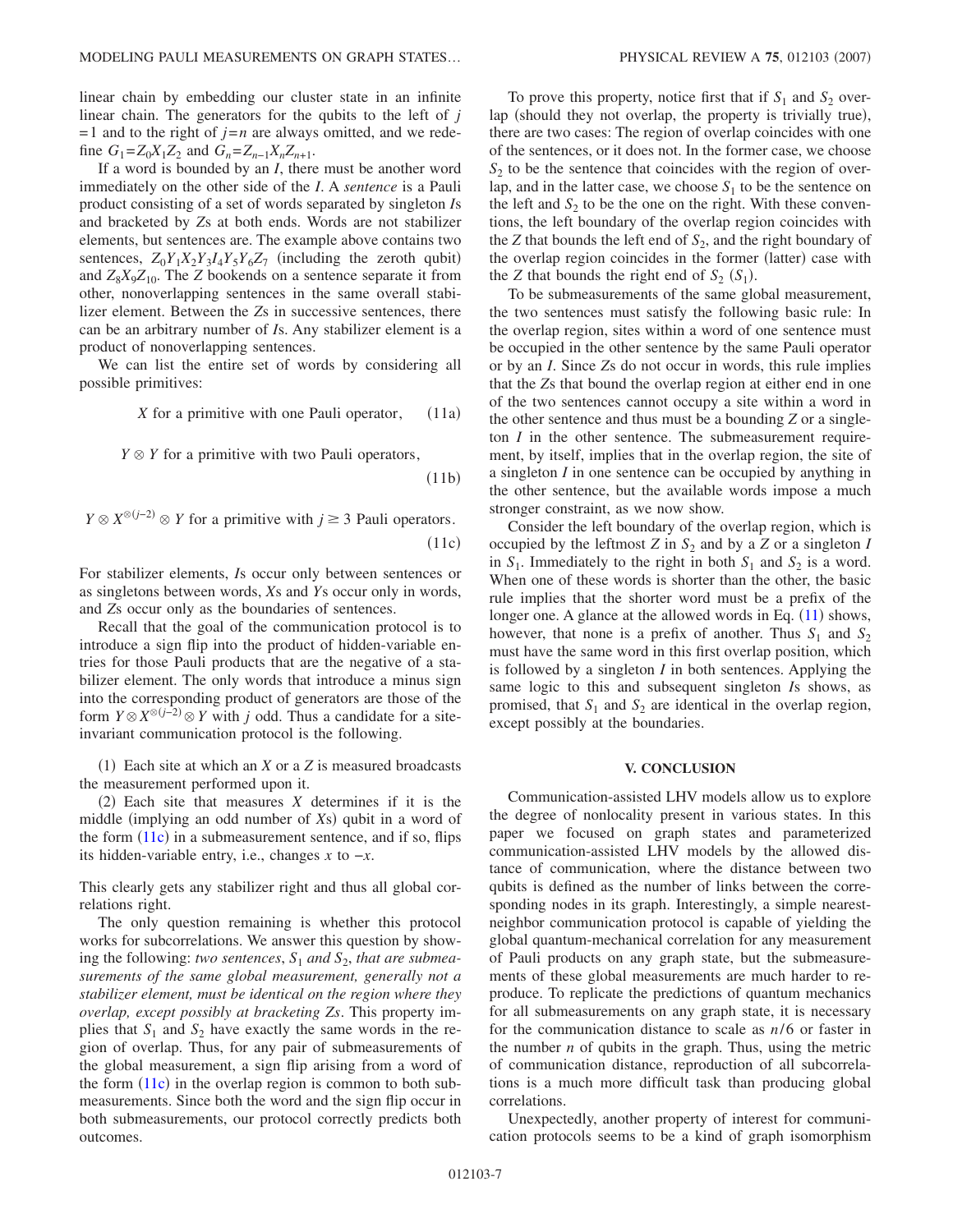linear chain by embedding our cluster state in an infinite linear chain. The generators for the qubits to the left of $j=1$ and to the right of $j=n$ are always omitted, and we redefine $G_1 = Z_0 X_1 Z_2$ and $G_n = Z_{n-1} X_n Z_{n+1}$.

If a word is bounded by an $I$, there must be another word immediately on the other side of the $I$. A *sentence* is a Pauli product consisting of a set of words separated by singleton $I$s and bracketed by $Z$s at both ends. Words are not stabilizer elements, but sentences are. The example above contains two sentences, $Z_0 Y_1 X_2 Y_3 I_4 Y_5 Y_6 Z_7$ (including the zeroth qubit) and $Z_8 X_9 Z_{10}$. The $Z$ bookends on a sentence separate it from other, nonoverlapping sentences in the same overall stabilizer element. Between the $Z$s in successive sentences, there can be an arbitrary number of $I$s. Any stabilizer element is a product of nonoverlapping sentences.

We can list the entire set of words by considering all possible primitives:

$$X \text{ for a primitive with one Pauli operator,} \tag{11a}$$

$$Y \otimes Y \text{ for a primitive with two Pauli operators,} \tag{11b}$$

$$Y \otimes X^{\otimes(j-2)} \otimes Y \text{ for a primitive with } j \geq 3 \text{ Pauli operators.} \tag{11c}$$

For stabilizer elements, $I$s occur only between sentences or as singletons between words, $X$s and $Y$s occur only in words, and $Z$s occur only as the boundaries of sentences.

Recall that the goal of the communication protocol is to introduce a sign flip into the product of hidden-variable entries for those Pauli products that are the negative of a stabilizer element. The only words that introduce a minus sign into the corresponding product of generators are those of the form $Y \otimes X^{\otimes(j-2)} \otimes Y$ with $j$ odd. Thus a candidate for a site-invariant communication protocol is the following.

(1) Each site at which an $X$ or a $Z$ is measured broadcasts the measurement performed upon it.

(2) Each site that measures $X$ determines if it is the middle (implying an odd number of $X$s) qubit in a word of the form (11c) in a submeasurement sentence, and if so, flips its hidden-variable entry, i.e., changes $x$ to $-x$.

This clearly gets any stabilizer right and thus all global correlations right.

The only question remaining is whether this protocol works for subcorrelations. We answer this question by showing the following: *two sentences, $S_1$ and $S_2$, that are submeasurements of the same global measurement, generally not a stabilizer element, must be identical on the region where they overlap, except possibly at bracketing $Z$s*. This property implies that $S_1$ and $S_2$ have exactly the same words in the region of overlap. Thus, for any pair of submeasurements of the global measurement, a sign flip arising from a word of the form (11c) in the overlap region is common to both submeasurements. Since both the word and the sign flip occur in both submeasurements, our protocol correctly predicts both outcomes.

To prove this property, notice first that if $S_1$ and $S_2$ overlap (should they not overlap, the property is trivially true), there are two cases: The region of overlap coincides with one of the sentences, or it does not. In the former case, we choose $S_2$ to be the sentence that coincides with the region of overlap, and in the latter case, we choose $S_1$ to be the sentence on the left and $S_2$ to be the one on the right. With these conventions, the left boundary of the overlap region coincides with the $Z$ that bounds the left end of $S_2$, and the right boundary of the overlap region coincides in the former (latter) case with the $Z$ that bounds the right end of $S_2$ ($S_1$).

To be submeasurements of the same global measurement, the two sentences must satisfy the following basic rule: In the overlap region, sites within a word of one sentence must be occupied in the other sentence by the same Pauli operator or by an $I$. Since $Z$s do not occur in words, this rule implies that the $Z$s that bound the overlap region at either end in one of the two sentences cannot occupy a site within a word in the other sentence and thus must be a bounding $Z$ or a singleton $I$ in the other sentence. The submeasurement requirement, by itself, implies that in the overlap region, the site of a singleton $I$ in one sentence can be occupied by anything in the other sentence, but the available words impose a much stronger constraint, as we now show.

Consider the left boundary of the overlap region, which is occupied by the leftmost $Z$ in $S_2$ and by a $Z$ or a singleton $I$ in $S_1$. Immediately to the right in both $S_1$ and $S_2$ is a word. When one of these words is shorter than the other, the basic rule implies that the shorter word must be a prefix of the longer one. A glance at the allowed words in Eq. (11) shows, however, that none is a prefix of another. Thus $S_1$ and $S_2$ must have the same word in this first overlap position, which is followed by a singleton $I$ in both sentences. Applying the same logic to this and subsequent singleton $I$s shows, as promised, that $S_1$ and $S_2$ are identical in the overlap region, except possibly at the boundaries.

## V. CONCLUSION

Communication-assisted LHV models allow us to explore the degree of nonlocality present in various states. In this paper we focused on graph states and parametrized communication-assisted LHV models by the allowed distance of communication, where the distance between two qubits is defined as the number of links between the corresponding nodes in its graph. Interestingly, a simple nearest-neighbor communication protocol is capable of yielding the global quantum-mechanical correlation for any measurement of Pauli products on any graph state, but the submeasurements of these global measurements are much harder to reproduce. To replicate the predictions of quantum mechanics for all submeasurements on any graph state, it is necessary for the communication distance to scale as $n/6$ or faster in the number $n$ of qubits in the graph. Thus, using the metric of communication distance, reproduction of all subcorrelations is a much more difficult task than producing global correlations.

Unexpectedly, another property of interest for communication protocols seems to be a kind of graph isomorphism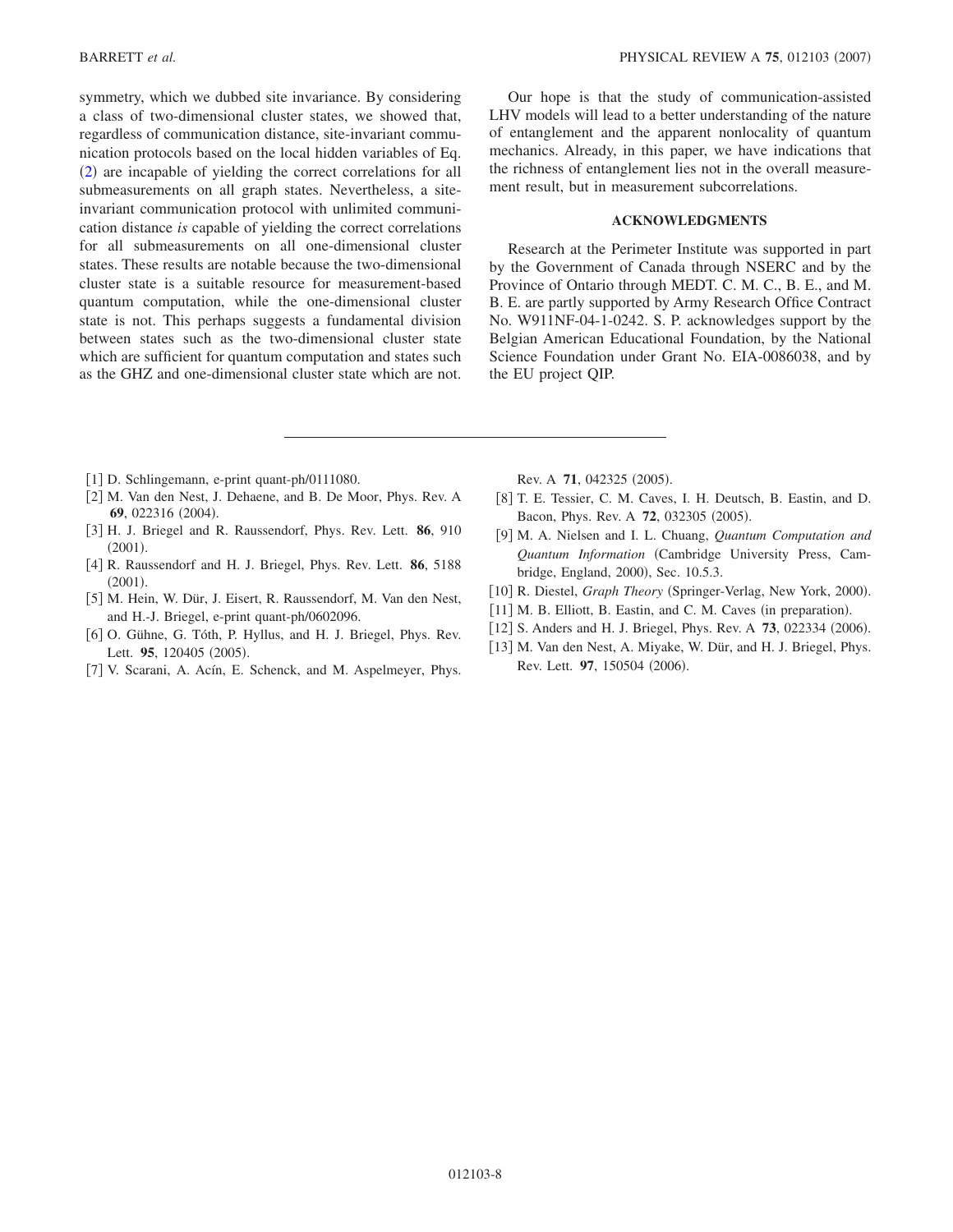symmetry, which we dubbed site invariance. By considering a class of two-dimensional cluster states, we showed that, regardless of communication distance, site-invariant communication protocols based on the local hidden variables of Eq. (2) are incapable of yielding the correct correlations for all submeasurements on all graph states. Nevertheless, a site-invariant communication protocol with unlimited communication distance *is* capable of yielding the correct correlations for all submeasurements on all one-dimensional cluster states. These results are notable because the two-dimensional cluster state is a suitable resource for measurement-based quantum computation, while the one-dimensional cluster state is not. This perhaps suggests a fundamental division between states such as the two-dimensional cluster state which are sufficient for quantum computation and states such as the GHZ and one-dimensional cluster state which are not.

Our hope is that the study of communication-assisted LHV models will lead to a better understanding of the nature of entanglement and the apparent nonlocality of quantum mechanics. Already, in this paper, we have indications that the richness of entanglement lies not in the overall measurement result, but in measurement subcorrelations.

## ACKNOWLEDGMENTS

Research at the Perimeter Institute was supported in part by the Government of Canada through NSERC and by the Province of Ontario through MEDT. C. M. C., B. E., and M. B. E. are partly supported by Army Research Office Contract No. W911NF-04-1-0242. S. P. acknowledges support by the Belgian American Educational Foundation, by the National Science Foundation under Grant No. EIA-0086038, and by the EU project QIP.

---

[1] D. Schlingemann, e-print quant-ph/0111080.

[2] M. Van den Nest, J. Dehaene, and B. De Moor, Phys. Rev. A **69**, 022316 (2004).

[3] H. J. Briegel and R. Raussendorf, Phys. Rev. Lett. **86**, 910 (2001).

[4] R. Raussendorf and H. J. Briegel, Phys. Rev. Lett. **86**, 5188 (2001).

[5] M. Hein, W. Dür, J. Eisert, R. Raussendorf, M. Van den Nest, and H.-J. Briegel, e-print quant-ph/0602096.

[6] O. Gühne, G. Tóth, P. Hyllus, and H. J. Briegel, Phys. Rev. Lett. **95**, 120405 (2005).

[7] V. Scarani, A. Acín, E. Schenck, and M. Aspelmeyer, Phys. Rev. A **71**, 042325 (2005).

[8] T. E. Tessier, C. M. Caves, I. H. Deutsch, B. Eastin, and D. Bacon, Phys. Rev. A **72**, 032305 (2005).

[9] M. A. Nielsen and I. L. Chuang, *Quantum Computation and Quantum Information* (Cambridge University Press, Cambridge, England, 2000), Sec. 10.5.3.

[10] R. Diestel, *Graph Theory* (Springer-Verlag, New York, 2000).

[11] M. B. Elliott, B. Eastin, and C. M. Caves (in preparation).

[12] S. Anders and H. J. Briegel, Phys. Rev. A **73**, 022334 (2006).

[13] M. Van den Nest, A. Miyake, W. Dür, and H. J. Briegel, Phys. Rev. Lett. **97**, 150504 (2006).